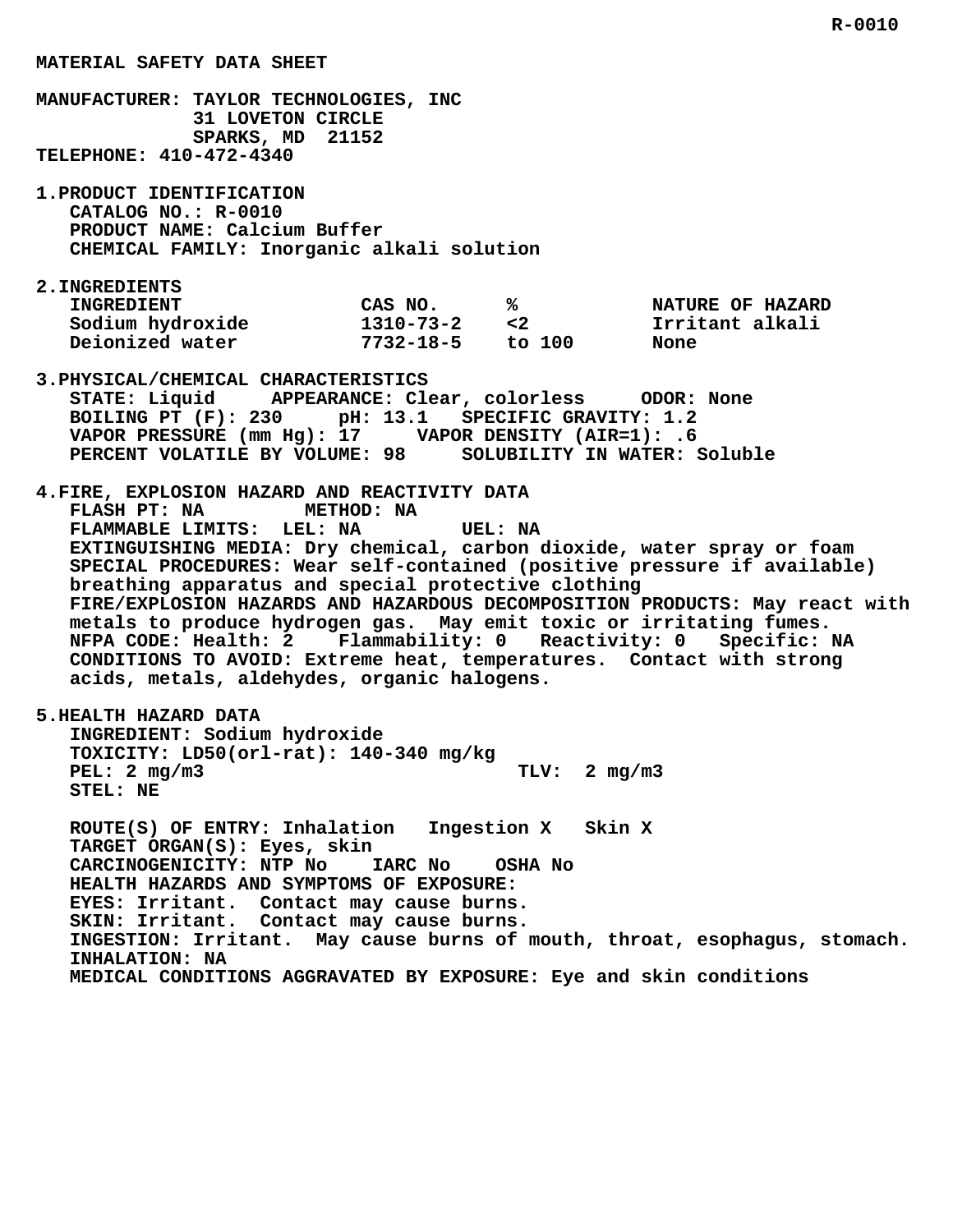R-0010

# MATERIAL SAFETY DATA SHEET

**MANUFACTURER:** TAYLOR TECHNOLOGIES, INC
31 LOVETON CIRCLE
SPARKS, MD 21152
**TELEPHONE:** 410-472-4340

## 1. PRODUCT IDENTIFICATION

CATALOG NO.: R-0010
PRODUCT NAME: Calcium Buffer
CHEMICAL FAMILY: Inorganic alkali solution

## 2. INGREDIENTS

| INGREDIENT | CAS NO. | % | NATURE OF HAZARD |
|---|---|---|---|
| Sodium hydroxide | 1310-73-2 | <2 | Irritant alkali |
| Deionized water | 7732-18-5 | to 100 | None |

## 3. PHYSICAL/CHEMICAL CHARACTERISTICS

STATE: Liquid APPEARANCE: Clear, colorless ODOR: None
BOILING PT (F): 230 pH: 13.1 SPECIFIC GRAVITY: 1.2
VAPOR PRESSURE (mm Hg): 17 VAPOR DENSITY (AIR=1): .6
PERCENT VOLATILE BY VOLUME: 98 SOLUBILITY IN WATER: Soluble

## 4. FIRE, EXPLOSION HAZARD AND REACTIVITY DATA

FLASH PT: NA METHOD: NA
FLAMMABLE LIMITS: LEL: NA UEL: NA
EXTINGUISHING MEDIA: Dry chemical, carbon dioxide, water spray or foam
SPECIAL PROCEDURES: Wear self-contained (positive pressure if available) breathing apparatus and special protective clothing
FIRE/EXPLOSION HAZARDS AND HAZARDOUS DECOMPOSITION PRODUCTS: May react with metals to produce hydrogen gas. May emit toxic or irritating fumes.
NFPA CODE: Health: 2 Flammability: 0 Reactivity: 0 Specific: NA
CONDITIONS TO AVOID: Extreme heat, temperatures. Contact with strong acids, metals, aldehydes, organic halogens.

## 5. HEALTH HAZARD DATA

INGREDIENT: Sodium hydroxide
TOXICITY: LD50(orl-rat): 140-340 mg/kg
PEL: 2 mg/m3 TLV: 2 mg/m3
STEL: NE

ROUTE(S) OF ENTRY: Inhalation Ingestion X Skin X
TARGET ORGAN(S): Eyes, skin
CARCINOGENICITY: NTP No IARC No OSHA No
HEALTH HAZARDS AND SYMPTOMS OF EXPOSURE:
EYES: Irritant. Contact may cause burns.
SKIN: Irritant. Contact may cause burns.
INGESTION: Irritant. May cause burns of mouth, throat, esophagus, stomach.
INHALATION: NA
MEDICAL CONDITIONS AGGRAVATED BY EXPOSURE: Eye and skin conditions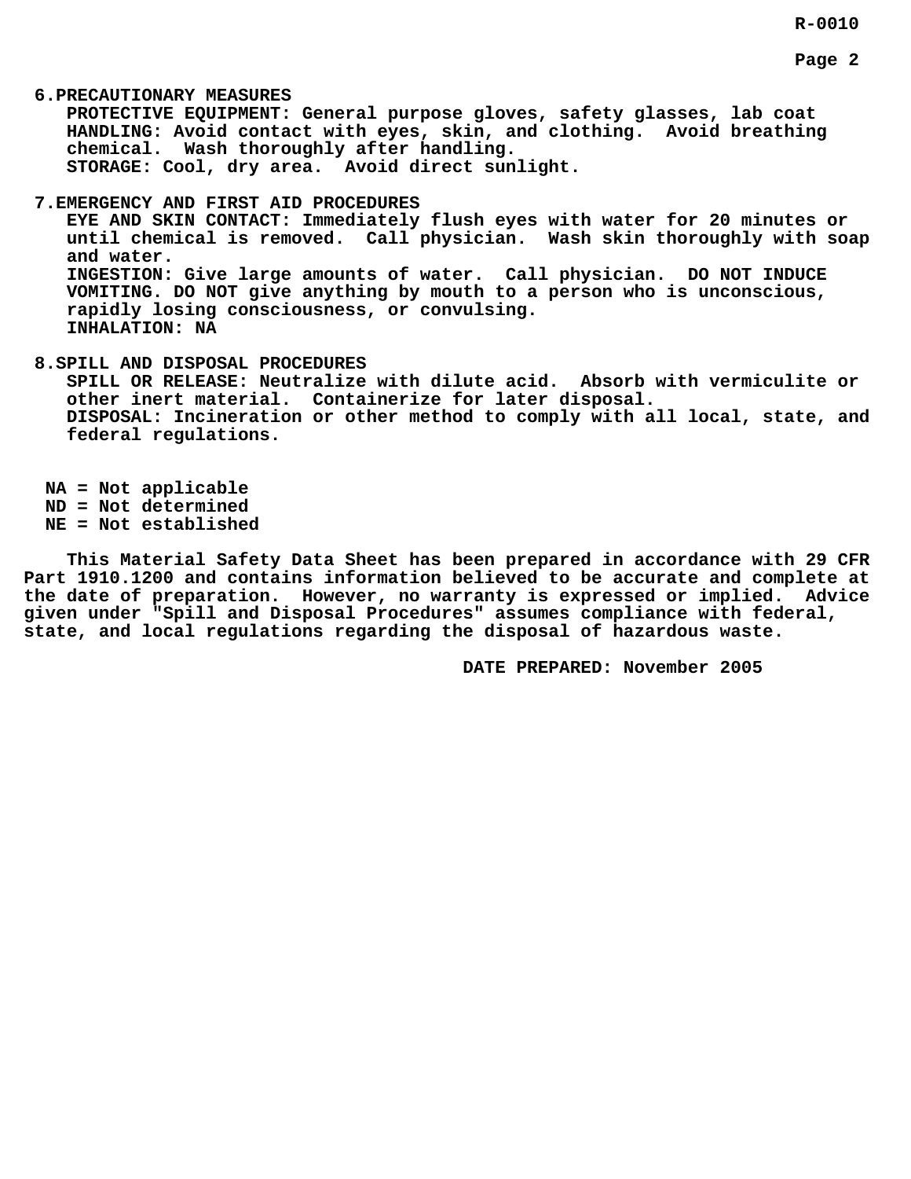## 6. PRECAUTIONARY MEASURES

**PROTECTIVE EQUIPMENT:** General purpose gloves, safety glasses, lab coat
**HANDLING:** Avoid contact with eyes, skin, and clothing. Avoid breathing chemical. Wash thoroughly after handling.
**STORAGE:** Cool, dry area. Avoid direct sunlight.

## 7. EMERGENCY AND FIRST AID PROCEDURES

**EYE AND SKIN CONTACT:** Immediately flush eyes with water for 20 minutes or until chemical is removed. Call physician. Wash skin thoroughly with soap and water.
**INGESTION:** Give large amounts of water. Call physician. DO NOT INDUCE VOMITING. DO NOT give anything by mouth to a person who is unconscious, rapidly losing consciousness, or convulsing.
**INHALATION:** NA

## 8. SPILL AND DISPOSAL PROCEDURES

**SPILL OR RELEASE:** Neutralize with dilute acid. Absorb with vermiculite or other inert material. Containerize for later disposal.
**DISPOSAL:** Incineration or other method to comply with all local, state, and federal regulations.

NA = Not applicable
ND = Not determined
NE = Not established

This Material Safety Data Sheet has been prepared in accordance with 29 CFR Part 1910.1200 and contains information believed to be accurate and complete at the date of preparation. However, no warranty is expressed or implied. Advice given under "Spill and Disposal Procedures" assumes compliance with federal, state, and local regulations regarding the disposal of hazardous waste.

DATE PREPARED: November 2005